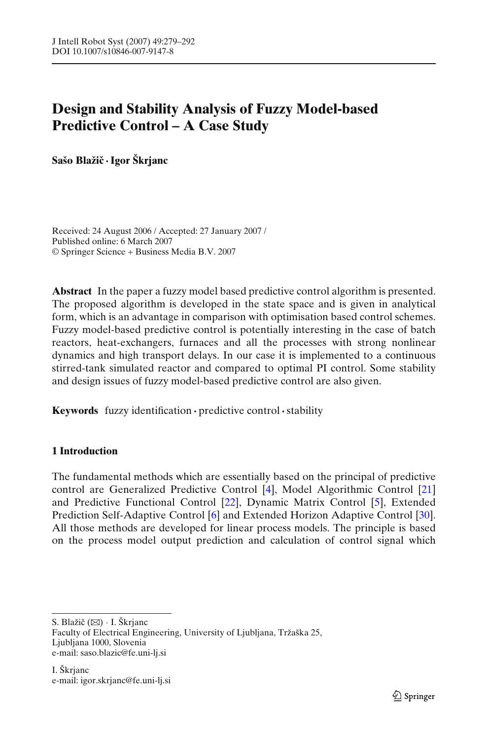# Design and Stability Analysis of Fuzzy Model-based Predictive Control – A Case Study

**Sašo Blažič · Igor Škrjanc**

Received: 24 August 2006 / Accepted: 27 January 2007 /
Published online: 6 March 2007
© Springer Science + Business Media B.V. 2007

**Abstract** In the paper a fuzzy model based predictive control algorithm is presented. The proposed algorithm is developed in the state space and is given in analytical form, which is an advantage in comparison with optimisation based control schemes. Fuzzy model-based predictive control is potentially interesting in the case of batch reactors, heat-exchangers, furnaces and all the processes with strong nonlinear dynamics and high transport delays. In our case it is implemented to a continuous stirred-tank simulated reactor and compared to optimal PI control. Some stability and design issues of fuzzy model-based predictive control are also given.

**Keywords** fuzzy identification · predictive control · stability

## 1 Introduction

The fundamental methods which are essentially based on the principal of predictive control are Generalized Predictive Control [4], Model Algorithmic Control [21] and Predictive Functional Control [22], Dynamic Matrix Control [5], Extended Prediction Self-Adaptive Control [6] and Extended Horizon Adaptive Control [30]. All those methods are developed for linear process models. The principle is based on the process model output prediction and calculation of control signal which

---

S. Blažič (✉) · I. Škrjanc
Faculty of Electrical Engineering, University of Ljubljana, Tržaška 25,
Ljubljana 1000, Slovenia
e-mail: saso.blazic@fe.uni-lj.si

I. Škrjanc
e-mail: igor.skrjanc@fe.uni-lj.si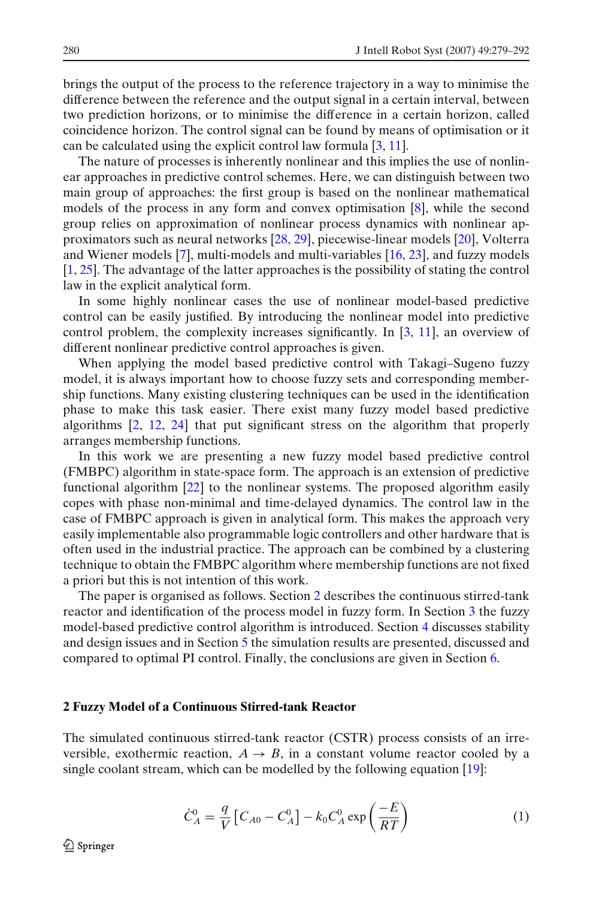brings the output of the process to the reference trajectory in a way to minimise the difference between the reference and the output signal in a certain interval, between two prediction horizons, or to minimise the difference in a certain horizon, called coincidence horizon. The control signal can be found by means of optimisation or it can be calculated using the explicit control law formula [3, 11].

The nature of processes is inherently nonlinear and this implies the use of nonlinear approaches in predictive control schemes. Here, we can distinguish between two main group of approaches: the first group is based on the nonlinear mathematical models of the process in any form and convex optimisation [8], while the second group relies on approximation of nonlinear process dynamics with nonlinear approximators such as neural networks [28, 29], piecewise-linear models [20], Volterra and Wiener models [7], multi-models and multi-variables [16, 23], and fuzzy models [1, 25]. The advantage of the latter approaches is the possibility of stating the control law in the explicit analytical form.

In some highly nonlinear cases the use of nonlinear model-based predictive control can be easily justified. By introducing the nonlinear model into predictive control problem, the complexity increases significantly. In [3, 11], an overview of different nonlinear predictive control approaches is given.

When applying the model based predictive control with Takagi–Sugeno fuzzy model, it is always important how to choose fuzzy sets and corresponding membership functions. Many existing clustering techniques can be used in the identification phase to make this task easier. There exist many fuzzy model based predictive algorithms [2, 12, 24] that put significant stress on the algorithm that properly arranges membership functions.

In this work we are presenting a new fuzzy model based predictive control (FMBPC) algorithm in state-space form. The approach is an extension of predictive functional algorithm [22] to the nonlinear systems. The proposed algorithm easily copes with phase non-minimal and time-delayed dynamics. The control law in the case of FMBPC approach is given in analytical form. This makes the approach very easily implementable also programmable logic controllers and other hardware that is often used in the industrial practice. The approach can be combined by a clustering technique to obtain the FMBPC algorithm where membership functions are not fixed a priori but this is not intention of this work.

The paper is organised as follows. Section 2 describes the continuous stirred-tank reactor and identification of the process model in fuzzy form. In Section 3 the fuzzy model-based predictive control algorithm is introduced. Section 4 discusses stability and design issues and in Section 5 the simulation results are presented, discussed and compared to optimal PI control. Finally, the conclusions are given in Section 6.

## 2 Fuzzy Model of a Continuous Stirred-tank Reactor

The simulated continuous stirred-tank reactor (CSTR) process consists of an irreversible, exothermic reaction, $A \rightarrow B$, in a constant volume reactor cooled by a single coolant stream, which can be modelled by the following equation [19]:

$$\dot{C}_A^0 = \frac{q}{V}\left[C_{A0} - C_A^0\right] - k_0 C_A^0 \exp\left(\frac{-E}{RT}\right) \tag{1}$$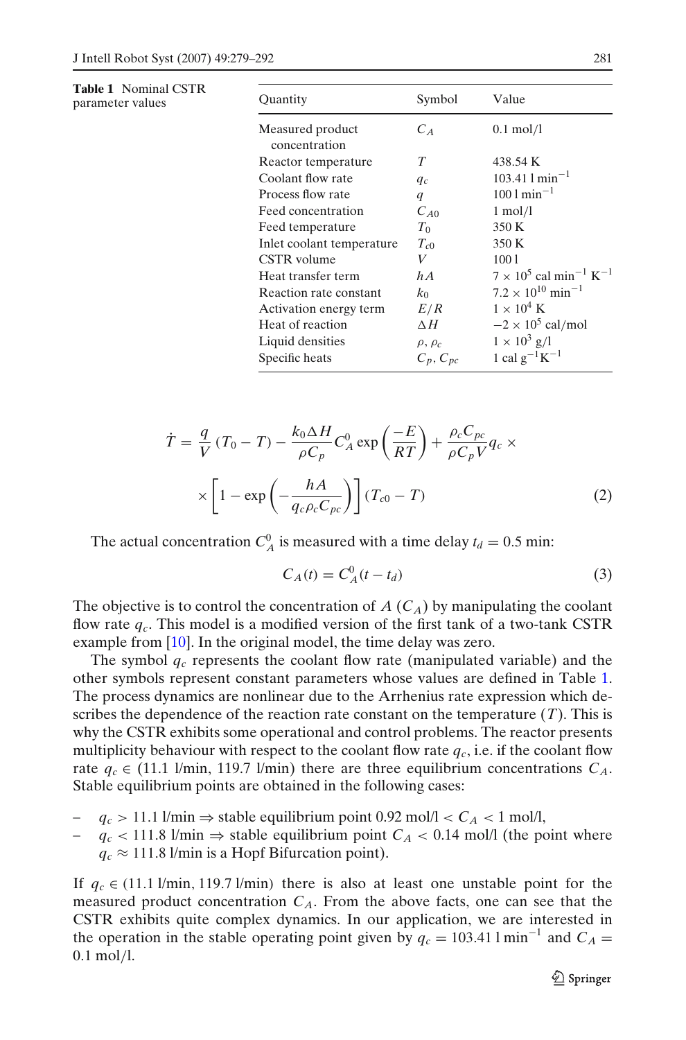**Table 1** Nominal CSTR parameter values

| Quantity | Symbol | Value |
|---|---|---|
| Measured product concentration | $C_A$ | 0.1 mol/l |
| Reactor temperature | $T$ | 438.54 K |
| Coolant flow rate | $q_c$ | $103.41\ \mathrm{l\,min^{-1}}$ |
| Process flow rate | $q$ | $100\ \mathrm{l\,min^{-1}}$ |
| Feed concentration | $C_{A0}$ | 1 mol/l |
| Feed temperature | $T_0$ | 350 K |
| Inlet coolant temperature | $T_{c0}$ | 350 K |
| CSTR volume | $V$ | 100 l |
| Heat transfer term | $hA$ | $7 \times 10^5\ \mathrm{cal\,min^{-1}\,K^{-1}}$ |
| Reaction rate constant | $k_0$ | $7.2 \times 10^{10}\ \mathrm{min^{-1}}$ |
| Activation energy term | $E/R$ | $1 \times 10^4$ K |
| Heat of reaction | $\Delta H$ | $-2 \times 10^5$ cal/mol |
| Liquid densities | $\rho, \rho_c$ | $1 \times 10^3$ g/l |
| Specific heats | $C_p, C_{pc}$ | $1\ \mathrm{cal\,g^{-1}K^{-1}}$ |

$$\dot{T} = \frac{q}{V}(T_0 - T) - \frac{k_0 \Delta H}{\rho C_p} C_A^0 \exp\left(\frac{-E}{RT}\right) + \frac{\rho_c C_{pc}}{\rho C_p V} q_c \times \times \left[1 - \exp\left(-\frac{hA}{q_c \rho_c C_{pc}}\right)\right](T_{c0} - T) \tag{2}$$

The actual concentration $C_A^0$ is measured with a time delay $t_d = 0.5$ min:

$$C_A(t) = C_A^0(t - t_d) \tag{3}$$

The objective is to control the concentration of $A$ ($C_A$) by manipulating the coolant flow rate $q_c$. This model is a modified version of the first tank of a two-tank CSTR example from [10]. In the original model, the time delay was zero.

The symbol $q_c$ represents the coolant flow rate (manipulated variable) and the other symbols represent constant parameters whose values are defined in Table 1. The process dynamics are nonlinear due to the Arrhenius rate expression which describes the dependence of the reaction rate constant on the temperature ($T$). This is why the CSTR exhibits some operational and control problems. The reactor presents multiplicity behaviour with respect to the coolant flow rate $q_c$, i.e. if the coolant flow rate $q_c \in$ (11.1 l/min, 119.7 l/min) there are three equilibrium concentrations $C_A$. Stable equilibrium points are obtained in the following cases:

- $q_c > 11.1$ l/min $\Rightarrow$ stable equilibrium point 0.92 mol/l $< C_A <$ 1 mol/l,
- $q_c < 111.8$ l/min $\Rightarrow$ stable equilibrium point $C_A < 0.14$ mol/l (the point where $q_c \approx 111.8$ l/min is a Hopf Bifurcation point).

If $q_c \in$ (11.1 l/min, 119.7 l/min) there is also at least one unstable point for the measured product concentration $C_A$. From the above facts, one can see that the CSTR exhibits quite complex dynamics. In our application, we are interested in the operation in the stable operating point given by $q_c = 103.41\ \mathrm{l\,min^{-1}}$ and $C_A = 0.1$ mol/l.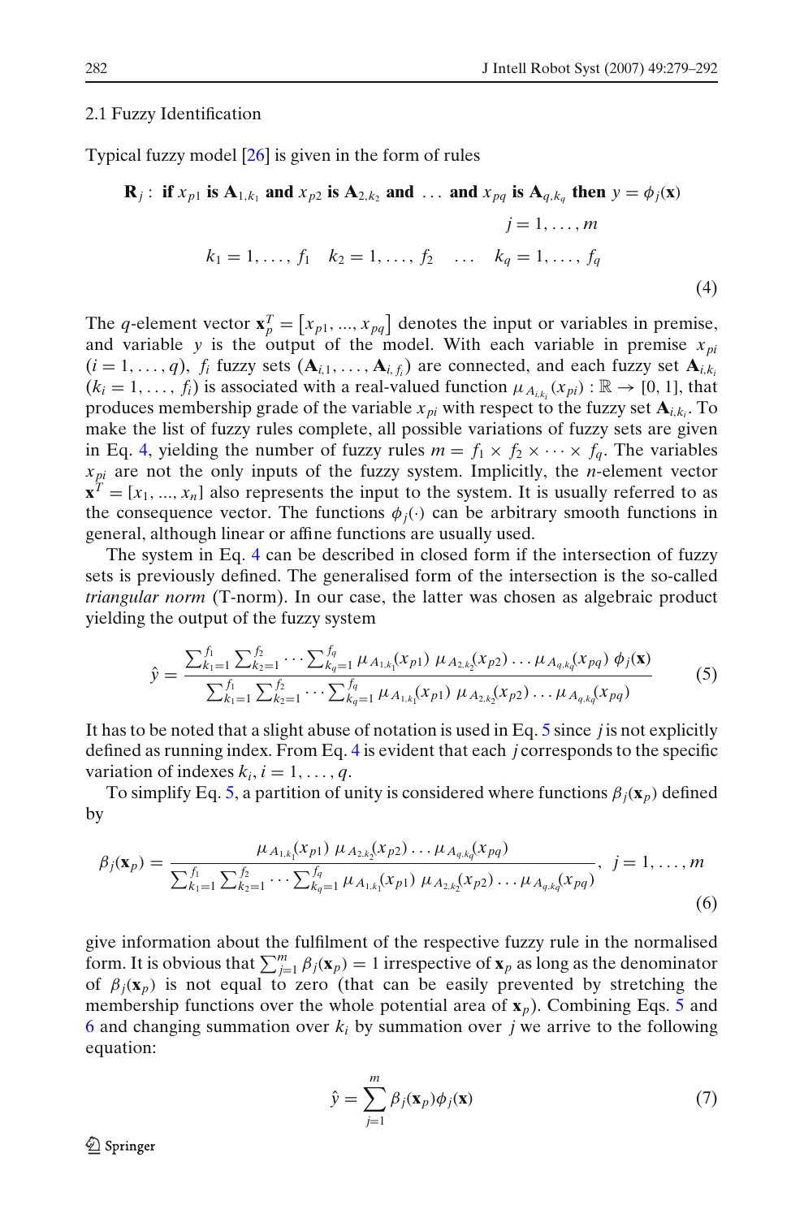### 2.1 Fuzzy Identification

Typical fuzzy model [26] is given in the form of rules

$$
\begin{aligned}
\mathbf{R}_j:\ &\textbf{if } x_{p1} \textbf{ is } \mathbf{A}_{1,k_1} \textbf{ and } x_{p2} \textbf{ is } \mathbf{A}_{2,k_2} \textbf{ and } \ldots \textbf{ and } x_{pq} \textbf{ is } \mathbf{A}_{q,k_q} \textbf{ then } y = \phi_j(\mathbf{x}) \\
&\qquad\qquad\qquad\qquad\qquad\qquad\qquad\qquad j = 1, \ldots, m \\
&k_1 = 1, \ldots, f_1 \quad k_2 = 1, \ldots, f_2 \quad \ldots \quad k_q = 1, \ldots, f_q
\end{aligned}
\tag{4}
$$

The $q$-element vector $\mathbf{x}_p^T = [x_{p1}, ..., x_{pq}]$ denotes the input or variables in premise, and variable $y$ is the output of the model. With each variable in premise $x_{pi}$ $(i = 1, \ldots, q)$, $f_i$ fuzzy sets $(\mathbf{A}_{i,1}, \ldots, \mathbf{A}_{i,f_i})$ are connected, and each fuzzy set $\mathbf{A}_{i,k_i}$ $(k_i = 1, \ldots, f_i)$ is associated with a real-valued function $\mu_{A_{i,k_i}}(x_{pi}) : \mathbb{R} \to [0, 1]$, that produces membership grade of the variable $x_{pi}$ with respect to the fuzzy set $\mathbf{A}_{i,k_i}$. To make the list of fuzzy rules complete, all possible variations of fuzzy sets are given in Eq. 4, yielding the number of fuzzy rules $m = f_1 \times f_2 \times \cdots \times f_q$. The variables $x_{pi}$ are not the only inputs of the fuzzy system. Implicitly, the $n$-element vector $\mathbf{x}^T = [x_1, ..., x_n]$ also represents the input to the system. It is usually referred to as the consequence vector. The functions $\phi_j(\cdot)$ can be arbitrary smooth functions in general, although linear or affine functions are usually used.

The system in Eq. 4 can be described in closed form if the intersection of fuzzy sets is previously defined. The generalised form of the intersection is the so-called *triangular norm* (T-norm). In our case, the latter was chosen as algebraic product yielding the output of the fuzzy system

$$
\hat{y} = \frac{\sum_{k_1=1}^{f_1} \sum_{k_2=1}^{f_2} \cdots \sum_{k_q=1}^{f_q} \mu_{A_{1,k_1}}(x_{p1})\, \mu_{A_{2,k_2}}(x_{p2}) \ldots \mu_{A_{q,k_q}}(x_{pq})\, \phi_j(\mathbf{x})}{\sum_{k_1=1}^{f_1} \sum_{k_2=1}^{f_2} \cdots \sum_{k_q=1}^{f_q} \mu_{A_{1,k_1}}(x_{p1})\, \mu_{A_{2,k_2}}(x_{p2}) \ldots \mu_{A_{q,k_q}}(x_{pq})}
\tag{5}
$$

It has to be noted that a slight abuse of notation is used in Eq. 5 since $j$ is not explicitly defined as running index. From Eq. 4 is evident that each $j$ corresponds to the specific variation of indexes $k_i, i = 1, \ldots, q$.

To simplify Eq. 5, a partition of unity is considered where functions $\beta_j(\mathbf{x}_p)$ defined by

$$
\beta_j(\mathbf{x}_p) = \frac{\mu_{A_{1,k_1}}(x_{p1})\, \mu_{A_{2,k_2}}(x_{p2}) \ldots \mu_{A_{q,k_q}}(x_{pq})}{\sum_{k_1=1}^{f_1} \sum_{k_2=1}^{f_2} \cdots \sum_{k_q=1}^{f_q} \mu_{A_{1,k_1}}(x_{p1})\, \mu_{A_{2,k_2}}(x_{p2}) \ldots \mu_{A_{q,k_q}}(x_{pq})}, \quad j = 1, \ldots, m
\tag{6}
$$

give information about the fulfilment of the respective fuzzy rule in the normalised form. It is obvious that $\sum_{j=1}^{m} \beta_j(\mathbf{x}_p) = 1$ irrespective of $\mathbf{x}_p$ as long as the denominator of $\beta_j(\mathbf{x}_p)$ is not equal to zero (that can be easily prevented by stretching the membership functions over the whole potential area of $\mathbf{x}_p$). Combining Eqs. 5 and 6 and changing summation over $k_i$ by summation over $j$ we arrive to the following equation:

$$
\hat{y} = \sum_{j=1}^{m} \beta_j(\mathbf{x}_p) \phi_j(\mathbf{x})
\tag{7}
$$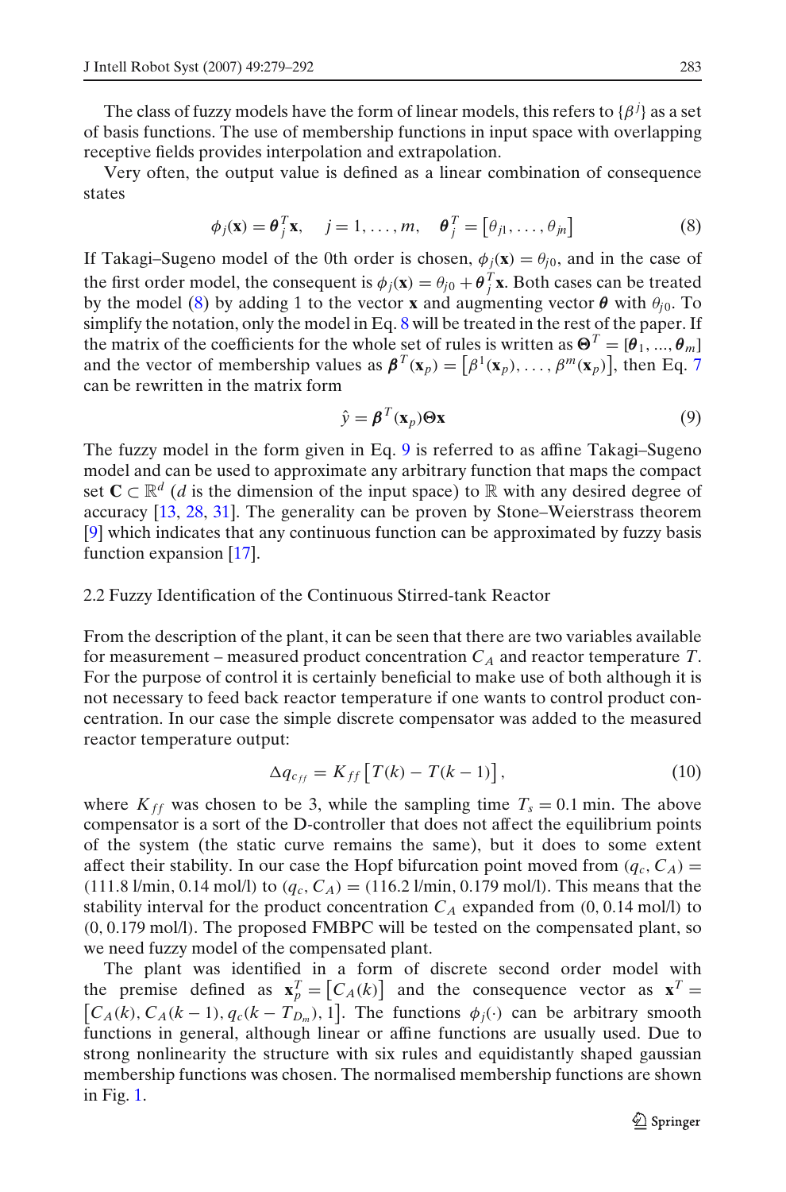The class of fuzzy models have the form of linear models, this refers to $\{\beta^j\}$ as a set of basis functions. The use of membership functions in input space with overlapping receptive fields provides interpolation and extrapolation.

Very often, the output value is defined as a linear combination of consequence states

$$\phi_j(\mathbf{x}) = \boldsymbol{\theta}_j^T \mathbf{x}, \quad j = 1, \ldots, m, \quad \boldsymbol{\theta}_j^T = \left[\theta_{j1}, \ldots, \theta_{jn}\right] \tag{8}$$

If Takagi–Sugeno model of the 0th order is chosen, $\phi_j(\mathbf{x}) = \theta_{j0}$, and in the case of the first order model, the consequent is $\phi_j(\mathbf{x}) = \theta_{j0} + \boldsymbol{\theta}_j^T \mathbf{x}$. Both cases can be treated by the model (8) by adding 1 to the vector $\mathbf{x}$ and augmenting vector $\boldsymbol{\theta}$ with $\theta_{j0}$. To simplify the notation, only the model in Eq. 8 will be treated in the rest of the paper. If the matrix of the coefficients for the whole set of rules is written as $\boldsymbol{\Theta}^T = [\boldsymbol{\theta}_1, \ldots, \boldsymbol{\theta}_m]$ and the vector of membership values as $\boldsymbol{\beta}^T(\mathbf{x}_p) = \left[\beta^1(\mathbf{x}_p), \ldots, \beta^m(\mathbf{x}_p)\right]$, then Eq. 7 can be rewritten in the matrix form

$$\hat{y} = \boldsymbol{\beta}^T(\mathbf{x}_p) \boldsymbol{\Theta} \mathbf{x} \tag{9}$$

The fuzzy model in the form given in Eq. 9 is referred to as affine Takagi–Sugeno model and can be used to approximate any arbitrary function that maps the compact set $\mathbf{C} \subset \mathbb{R}^d$ ($d$ is the dimension of the input space) to $\mathbb{R}$ with any desired degree of accuracy [13, 28, 31]. The generality can be proven by Stone–Weierstrass theorem [9] which indicates that any continuous function can be approximated by fuzzy basis function expansion [17].

### 2.2 Fuzzy Identification of the Continuous Stirred-tank Reactor

From the description of the plant, it can be seen that there are two variables available for measurement – measured product concentration $C_A$ and reactor temperature $T$. For the purpose of control it is certainly beneficial to make use of both although it is not necessary to feed back reactor temperature if one wants to control product concentration. In our case the simple discrete compensator was added to the measured reactor temperature output:

$$\Delta q_{c_{ff}} = K_{ff}\left[T(k) - T(k-1)\right], \tag{10}$$

where $K_{ff}$ was chosen to be 3, while the sampling time $T_s = 0.1$ min. The above compensator is a sort of the D-controller that does not affect the equilibrium points of the system (the static curve remains the same), but it does to some extent affect their stability. In our case the Hopf bifurcation point moved from $(q_c, C_A) =$ (111.8 l/min, 0.14 mol/l) to $(q_c, C_A) =$ (116.2 l/min, 0.179 mol/l). This means that the stability interval for the product concentration $C_A$ expanded from (0, 0.14 mol/l) to (0, 0.179 mol/l). The proposed FMBPC will be tested on the compensated plant, so we need fuzzy model of the compensated plant.

The plant was identified in a form of discrete second order model with the premise defined as $\mathbf{x}_p^T = \left[C_A(k)\right]$ and the consequence vector as $\mathbf{x}^T = \left[C_A(k), C_A(k-1), q_c(k - T_{D_m}), 1\right]$. The functions $\phi_j(\cdot)$ can be arbitrary smooth functions in general, although linear or affine functions are usually used. Due to strong nonlinearity the structure with six rules and equidistantly shaped gaussian membership functions was chosen. The normalised membership functions are shown in Fig. 1.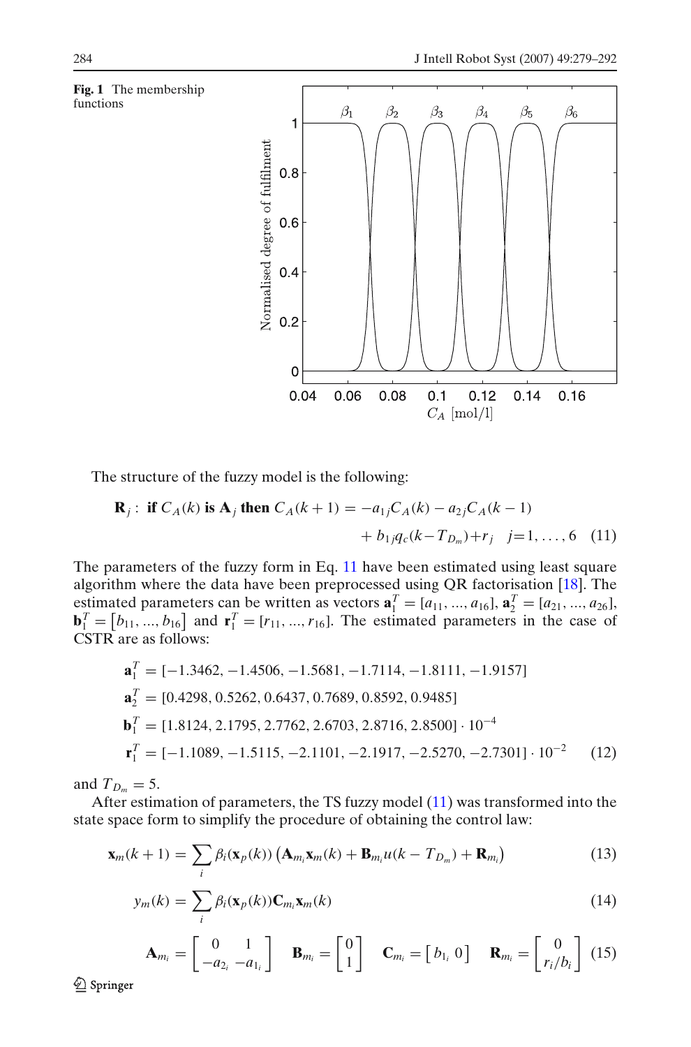**Fig. 1** The membership functions

The structure of the fuzzy model is the following:

$$\mathbf{R}_j: \textbf{ if } C_A(k) \textbf{ is } \mathbf{A}_j \textbf{ then } C_A(k+1) = -a_{1j}C_A(k) - a_{2j}C_A(k-1) + b_{1j}q_c(k-T_{D_m}) + r_j \quad j=1,\ldots,6 \quad (11)$$

The parameters of the fuzzy form in Eq. 11 have been estimated using least square algorithm where the data have been preprocessed using QR factorisation [18]. The estimated parameters can be written as vectors $\mathbf{a}_1^T = [a_{11}, ..., a_{16}]$, $\mathbf{a}_2^T = [a_{21}, ..., a_{26}]$, $\mathbf{b}_1^T = [b_{11}, ..., b_{16}]$ and $\mathbf{r}_1^T = [r_{11}, ..., r_{16}]$. The estimated parameters in the case of CSTR are as follows:

$$\begin{aligned}
\mathbf{a}_1^T &= [-1.3462, -1.4506, -1.5681, -1.7114, -1.8111, -1.9157] \\
\mathbf{a}_2^T &= [0.4298, 0.5262, 0.6437, 0.7689, 0.8592, 0.9485] \\
\mathbf{b}_1^T &= [1.8124, 2.1795, 2.7762, 2.6703, 2.8716, 2.8500] \cdot 10^{-4} \\
\mathbf{r}_1^T &= [-1.1089, -1.5115, -2.1101, -2.1917, -2.5270, -2.7301] \cdot 10^{-2}
\end{aligned} \quad (12)$$

and $T_{D_m} = 5$.

After estimation of parameters, the TS fuzzy model (11) was transformed into the state space form to simplify the procedure of obtaining the control law:

$$\mathbf{x}_m(k+1) = \sum_i \beta_i(\mathbf{x}_p(k)) \left(\mathbf{A}_{m_i}\mathbf{x}_m(k) + \mathbf{B}_{m_i}u(k - T_{D_m}) + \mathbf{R}_{m_i}\right) \quad (13)$$

$$y_m(k) = \sum_i \beta_i(\mathbf{x}_p(k))\mathbf{C}_{m_i}\mathbf{x}_m(k) \quad (14)$$

$$\mathbf{A}_{m_i} = \begin{bmatrix} 0 & 1 \\ -a_{2_i} & -a_{1_i} \end{bmatrix} \quad \mathbf{B}_{m_i} = \begin{bmatrix} 0 \\ 1 \end{bmatrix} \quad \mathbf{C}_{m_i} = \begin{bmatrix} b_{1_i} & 0 \end{bmatrix} \quad \mathbf{R}_{m_i} = \begin{bmatrix} 0 \\ r_i/b_i \end{bmatrix} \quad (15)$$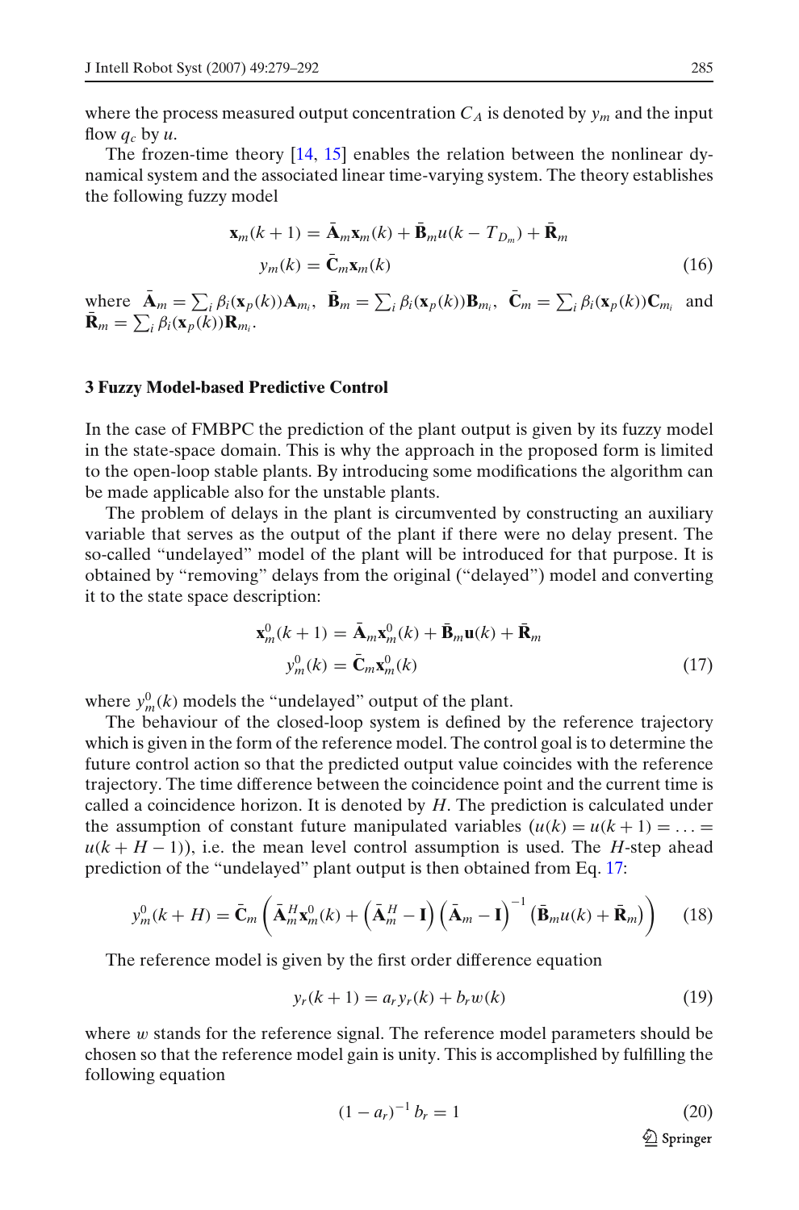where the process measured output concentration $C_A$ is denoted by $y_m$ and the input flow $q_c$ by $u$.

The frozen-time theory [14, 15] enables the relation between the nonlinear dynamical system and the associated linear time-varying system. The theory establishes the following fuzzy model

$$
\begin{aligned}
\mathbf{x}_m(k+1) &= \bar{\mathbf{A}}_m \mathbf{x}_m(k) + \bar{\mathbf{B}}_m u(k - T_{D_m}) + \bar{\mathbf{R}}_m \\
y_m(k) &= \bar{\mathbf{C}}_m \mathbf{x}_m(k)
\end{aligned}
\tag{16}
$$

where $\bar{\mathbf{A}}_m = \sum_i \beta_i(\mathbf{x}_p(k))\mathbf{A}_{m_i}$, $\bar{\mathbf{B}}_m = \sum_i \beta_i(\mathbf{x}_p(k))\mathbf{B}_{m_i}$, $\bar{\mathbf{C}}_m = \sum_i \beta_i(\mathbf{x}_p(k))\mathbf{C}_{m_i}$ and $\bar{\mathbf{R}}_m = \sum_i \beta_i(\mathbf{x}_p(k))\mathbf{R}_{m_i}$.

## 3 Fuzzy Model-based Predictive Control

In the case of FMBPC the prediction of the plant output is given by its fuzzy model in the state-space domain. This is why the approach in the proposed form is limited to the open-loop stable plants. By introducing some modifications the algorithm can be made applicable also for the unstable plants.

The problem of delays in the plant is circumvented by constructing an auxiliary variable that serves as the output of the plant if there were no delay present. The so-called "undelayed" model of the plant will be introduced for that purpose. It is obtained by "removing" delays from the original ("delayed") model and converting it to the state space description:

$$
\begin{aligned}
\mathbf{x}_m^0(k+1) &= \bar{\mathbf{A}}_m \mathbf{x}_m^0(k) + \bar{\mathbf{B}}_m \mathbf{u}(k) + \bar{\mathbf{R}}_m \\
y_m^0(k) &= \bar{\mathbf{C}}_m \mathbf{x}_m^0(k)
\end{aligned}
\tag{17}
$$

where $y_m^0(k)$ models the "undelayed" output of the plant.

The behaviour of the closed-loop system is defined by the reference trajectory which is given in the form of the reference model. The control goal is to determine the future control action so that the predicted output value coincides with the reference trajectory. The time difference between the coincidence point and the current time is called a coincidence horizon. It is denoted by $H$. The prediction is calculated under the assumption of constant future manipulated variables ($u(k) = u(k+1) = \ldots = u(k+H-1)$), i.e. the mean level control assumption is used. The $H$-step ahead prediction of the "undelayed" plant output is then obtained from Eq. 17:

$$
y_m^0(k+H) = \bar{\mathbf{C}}_m \left( \bar{\mathbf{A}}_m^H \mathbf{x}_m^0(k) + \left( \bar{\mathbf{A}}_m^H - \mathbf{I} \right) \left( \bar{\mathbf{A}}_m - \mathbf{I} \right)^{-1} \left( \bar{\mathbf{B}}_m u(k) + \bar{\mathbf{R}}_m \right) \right) \tag{18}
$$

The reference model is given by the first order difference equation

$$
y_r(k+1) = a_r y_r(k) + b_r w(k) \tag{19}
$$

where $w$ stands for the reference signal. The reference model parameters should be chosen so that the reference model gain is unity. This is accomplished by fulfilling the following equation

$$
(1 - a_r)^{-1} b_r = 1 \tag{20}
$$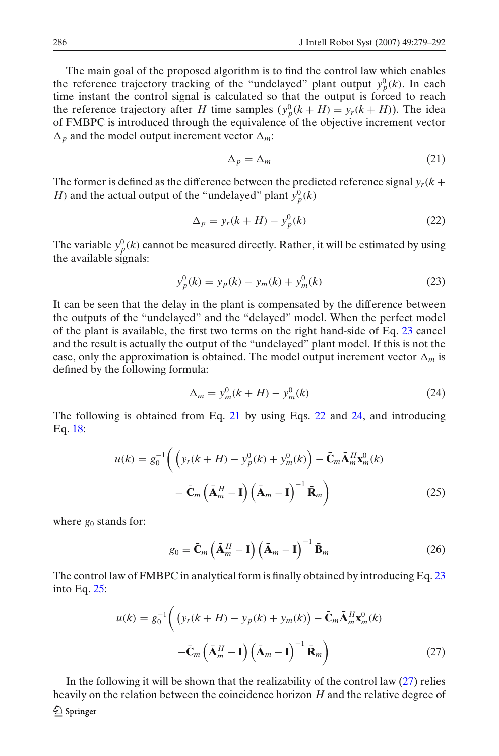The main goal of the proposed algorithm is to find the control law which enables the reference trajectory tracking of the "undelayed" plant output $y_p^0(k)$. In each time instant the control signal is calculated so that the output is forced to reach the reference trajectory after $H$ time samples ($y_p^0(k+H) = y_r(k+H)$). The idea of FMBPC is introduced through the equivalence of the objective increment vector $\Delta_p$ and the model output increment vector $\Delta_m$:

$$\Delta_p = \Delta_m \tag{21}$$

The former is defined as the difference between the predicted reference signal $y_r(k+H)$ and the actual output of the "undelayed" plant $y_p^0(k)$

$$\Delta_p = y_r(k+H) - y_p^0(k) \tag{22}$$

The variable $y_p^0(k)$ cannot be measured directly. Rather, it will be estimated by using the available signals:

$$y_p^0(k) = y_p(k) - y_m(k) + y_m^0(k) \tag{23}$$

It can be seen that the delay in the plant is compensated by the difference between the outputs of the "undelayed" and the "delayed" model. When the perfect model of the plant is available, the first two terms on the right hand-side of Eq. 23 cancel and the result is actually the output of the "undelayed" plant model. If this is not the case, only the approximation is obtained. The model output increment vector $\Delta_m$ is defined by the following formula:

$$\Delta_m = y_m^0(k+H) - y_m^0(k) \tag{24}$$

The following is obtained from Eq. 21 by using Eqs. 22 and 24, and introducing Eq. 18:

$$u(k) = g_0^{-1}\Bigg( \Big(y_r(k+H) - y_p^0(k) + y_m^0(k)\Big) - \bar{\mathbf{C}}_m \bar{\mathbf{A}}_m^H \mathbf{x}_m^0(k) - \bar{\mathbf{C}}_m \left(\bar{\mathbf{A}}_m^H - \mathbf{I}\right)\left(\bar{\mathbf{A}}_m - \mathbf{I}\right)^{-1} \bar{\mathbf{R}}_m \Bigg) \tag{25}$$

where $g_0$ stands for:

$$g_0 = \bar{\mathbf{C}}_m \left(\bar{\mathbf{A}}_m^H - \mathbf{I}\right)\left(\bar{\mathbf{A}}_m - \mathbf{I}\right)^{-1} \bar{\mathbf{B}}_m \tag{26}$$

The control law of FMBPC in analytical form is finally obtained by introducing Eq. 23 into Eq. 25:

$$u(k) = g_0^{-1}\Bigg( \Big(y_r(k+H) - y_p(k) + y_m(k)\Big) - \bar{\mathbf{C}}_m \bar{\mathbf{A}}_m^H \mathbf{x}_m^0(k) - \bar{\mathbf{C}}_m \left(\bar{\mathbf{A}}_m^H - \mathbf{I}\right)\left(\bar{\mathbf{A}}_m - \mathbf{I}\right)^{-1} \bar{\mathbf{R}}_m \Bigg) \tag{27}$$

In the following it will be shown that the realizability of the control law (27) relies heavily on the relation between the coincidence horizon $H$ and the relative degree of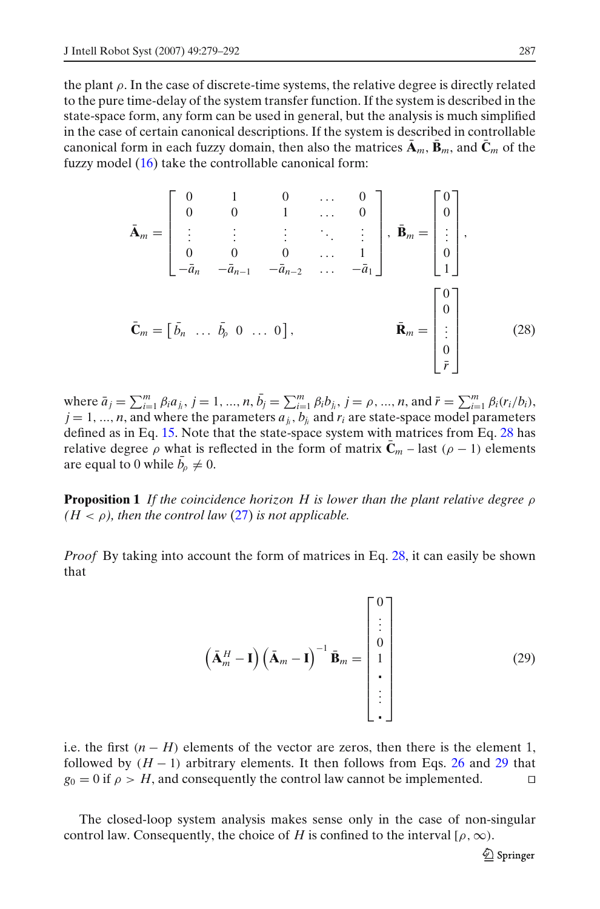the plant $\rho$. In the case of discrete-time systems, the relative degree is directly related to the pure time-delay of the system transfer function. If the system is described in the state-space form, any form can be used in general, but the analysis is much simplified in the case of certain canonical descriptions. If the system is described in controllable canonical form in each fuzzy domain, then also the matrices $\bar{\mathbf{A}}_m$, $\bar{\mathbf{B}}_m$, and $\bar{\mathbf{C}}_m$ of the fuzzy model (16) take the controllable canonical form:

$$
\bar{\mathbf{A}}_m = \begin{bmatrix} 0 & 1 & 0 & \dots & 0 \\ 0 & 0 & 1 & \dots & 0 \\ \vdots & \vdots & \vdots & \ddots & \vdots \\ 0 & 0 & 0 & \dots & 1 \\ -\bar{a}_n & -\bar{a}_{n-1} & -\bar{a}_{n-2} & \dots & -\bar{a}_1 \end{bmatrix}, \quad \bar{\mathbf{B}}_m = \begin{bmatrix} 0 \\ 0 \\ \vdots \\ 0 \\ 1 \end{bmatrix},
$$

$$
\bar{\mathbf{C}}_m = \begin{bmatrix} \bar{b}_n & \dots & \bar{b}_\rho & 0 & \dots & 0 \end{bmatrix}, \qquad \bar{\mathbf{R}}_m = \begin{bmatrix} 0 \\ 0 \\ \vdots \\ 0 \\ \bar{r} \end{bmatrix} \tag{28}
$$

where $\bar{a}_j = \sum_{i=1}^{m} \beta_i a_{j_i}$, $j = 1, ..., n$, $\bar{b}_j = \sum_{i=1}^{m} \beta_i b_{j_i}$, $j = \rho, ..., n$, and $\bar{r} = \sum_{i=1}^{m} \beta_i (r_i / b_i)$, $j = 1, ..., n$, and where the parameters $a_{j_i}$, $b_{j_i}$ and $r_i$ are state-space model parameters defined as in Eq. 15. Note that the state-space system with matrices from Eq. 28 has relative degree $\rho$ what is reflected in the form of matrix $\bar{\mathbf{C}}_m$ – last $(\rho - 1)$ elements are equal to 0 while $\bar{b}_\rho \neq 0$.

**Proposition 1** *If the coincidence horizon $H$ is lower than the plant relative degree $\rho$ ($H < \rho$), then the control law (27) is not applicable.*

*Proof* By taking into account the form of matrices in Eq. 28, it can easily be shown that

$$
\left(\bar{\mathbf{A}}_m^H - \mathbf{I}\right)\left(\bar{\mathbf{A}}_m - \mathbf{I}\right)^{-1} \bar{\mathbf{B}}_m = \begin{bmatrix} 0 \\ \vdots \\ 0 \\ 1 \\ \bullet \\ \vdots \\ \bullet \end{bmatrix} \tag{29}
$$

i.e. the first $(n - H)$ elements of the vector are zeros, then there is the element 1, followed by $(H - 1)$ arbitrary elements. It then follows from Eqs. 26 and 29 that $g_0 = 0$ if $\rho > H$, and consequently the control law cannot be implemented. □

The closed-loop system analysis makes sense only in the case of non-singular control law. Consequently, the choice of $H$ is confined to the interval $[\rho, \infty)$.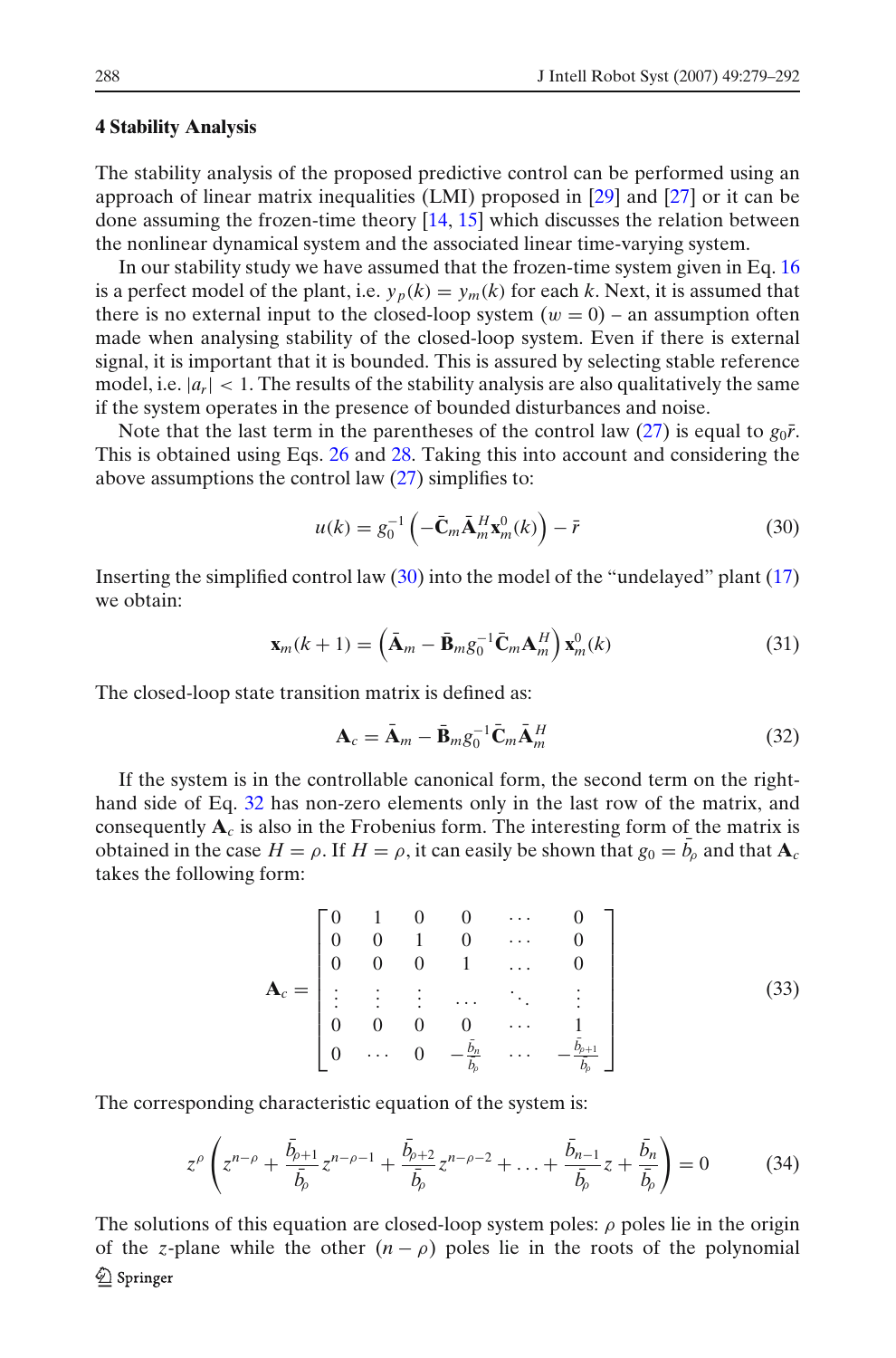## 4 Stability Analysis

The stability analysis of the proposed predictive control can be performed using an approach of linear matrix inequalities (LMI) proposed in [29] and [27] or it can be done assuming the frozen-time theory [14, 15] which discusses the relation between the nonlinear dynamical system and the associated linear time-varying system.

In our stability study we have assumed that the frozen-time system given in Eq. 16 is a perfect model of the plant, i.e. $y_p(k) = y_m(k)$ for each $k$. Next, it is assumed that there is no external input to the closed-loop system ($w = 0$) – an assumption often made when analysing stability of the closed-loop system. Even if there is external signal, it is important that it is bounded. This is assured by selecting stable reference model, i.e. $|a_r| < 1$. The results of the stability analysis are also qualitatively the same if the system operates in the presence of bounded disturbances and noise.

Note that the last term in the parentheses of the control law (27) is equal to $g_0 \bar{r}$. This is obtained using Eqs. 26 and 28. Taking this into account and considering the above assumptions the control law (27) simplifies to:

$$u(k) = g_0^{-1} \left( -\bar{\mathbf{C}}_m \bar{\mathbf{A}}_m^H \mathbf{x}_m^0(k) \right) - \bar{r} \tag{30}$$

Inserting the simplified control law (30) into the model of the "undelayed" plant (17) we obtain:

$$\mathbf{x}_m(k+1) = \left( \bar{\mathbf{A}}_m - \bar{\mathbf{B}}_m g_0^{-1} \bar{\mathbf{C}}_m \mathbf{A}_m^H \right) \mathbf{x}_m^0(k) \tag{31}$$

The closed-loop state transition matrix is defined as:

$$\mathbf{A}_c = \bar{\mathbf{A}}_m - \bar{\mathbf{B}}_m g_0^{-1} \bar{\mathbf{C}}_m \bar{\mathbf{A}}_m^H \tag{32}$$

If the system is in the controllable canonical form, the second term on the right-hand side of Eq. 32 has non-zero elements only in the last row of the matrix, and consequently $\mathbf{A}_c$ is also in the Frobenius form. The interesting form of the matrix is obtained in the case $H = \rho$. If $H = \rho$, it can easily be shown that $g_0 = \bar{b}_\rho$ and that $\mathbf{A}_c$ takes the following form:

$$\mathbf{A}_c = \begin{bmatrix} 0 & 1 & 0 & 0 & \cdots & 0 \\ 0 & 0 & 1 & 0 & \cdots & 0 \\ 0 & 0 & 0 & 1 & \ldots & 0 \\ \vdots & \vdots & \vdots & \ldots & \ddots & \vdots \\ 0 & 0 & 0 & 0 & \cdots & 1 \\ 0 & \cdots & 0 & -\frac{\bar{b}_n}{\bar{b}_\rho} & \cdots & -\frac{\bar{b}_{\rho+1}}{\bar{b}_\rho} \end{bmatrix} \tag{33}$$

The corresponding characteristic equation of the system is:

$$z^\rho \left( z^{n-\rho} + \frac{\bar{b}_{\rho+1}}{\bar{b}_\rho} z^{n-\rho-1} + \frac{\bar{b}_{\rho+2}}{\bar{b}_\rho} z^{n-\rho-2} + \ldots + \frac{\bar{b}_{n-1}}{\bar{b}_\rho} z + \frac{\bar{b}_n}{\bar{b}_\rho} \right) = 0 \tag{34}$$

The solutions of this equation are closed-loop system poles: $\rho$ poles lie in the origin of the $z$-plane while the other $(n - \rho)$ poles lie in the roots of the polynomial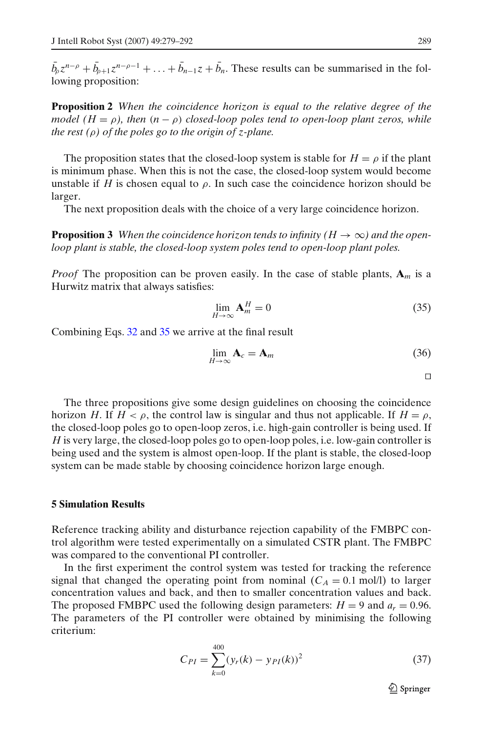$\bar{b}_\rho z^{n-\rho} + \bar{b}_{\rho+1} z^{n-\rho-1} + \ldots + \bar{b}_{n-1} z + \bar{b}_n$. These results can be summarised in the following proposition:

**Proposition 2** *When the coincidence horizon is equal to the relative degree of the model ($H = \rho$), then ($n - \rho$) closed-loop poles tend to open-loop plant zeros, while the rest ($\rho$) of the poles go to the origin of z-plane.*

The proposition states that the closed-loop system is stable for $H = \rho$ if the plant is minimum phase. When this is not the case, the closed-loop system would become unstable if $H$ is chosen equal to $\rho$. In such case the coincidence horizon should be larger.

The next proposition deals with the choice of a very large coincidence horizon.

**Proposition 3** *When the coincidence horizon tends to infinity ($H \to \infty$) and the open-loop plant is stable, the closed-loop system poles tend to open-loop plant poles.*

*Proof* The proposition can be proven easily. In the case of stable plants, $\mathbf{A}_m$ is a Hurwitz matrix that always satisfies:

$$\lim_{H \to \infty} \mathbf{A}_m^H = 0 \tag{35}$$

Combining Eqs. 32 and 35 we arrive at the final result

$$\lim_{H \to \infty} \mathbf{A}_c = \mathbf{A}_m \tag{36}$$

□

The three propositions give some design guidelines on choosing the coincidence horizon $H$. If $H < \rho$, the control law is singular and thus not applicable. If $H = \rho$, the closed-loop poles go to open-loop zeros, i.e. high-gain controller is being used. If $H$ is very large, the closed-loop poles go to open-loop poles, i.e. low-gain controller is being used and the system is almost open-loop. If the plant is stable, the closed-loop system can be made stable by choosing coincidence horizon large enough.

## 5 Simulation Results

Reference tracking ability and disturbance rejection capability of the FMBPC control algorithm were tested experimentally on a simulated CSTR plant. The FMBPC was compared to the conventional PI controller.

In the first experiment the control system was tested for tracking the reference signal that changed the operating point from nominal ($C_A = 0.1$ mol/l) to larger concentration values and back, and then to smaller concentration values and back. The proposed FMBPC used the following design parameters: $H = 9$ and $a_r = 0.96$. The parameters of the PI controller were obtained by minimising the following criterium:

$$C_{PI} = \sum_{k=0}^{400} (y_r(k) - y_{PI}(k))^2 \tag{37}$$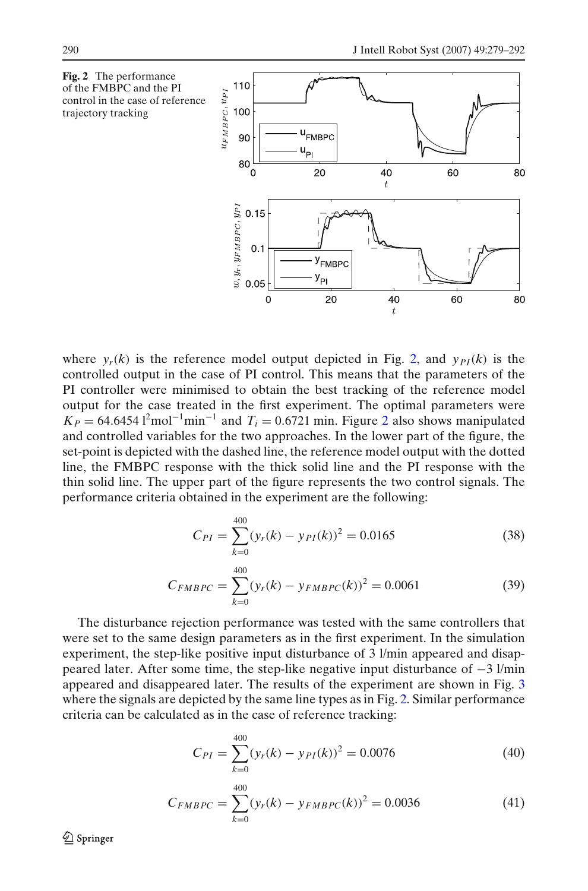**Fig. 2** The performance of the FMBPC and the PI control in the case of reference trajectory tracking

where $y_r(k)$ is the reference model output depicted in Fig. 2, and $y_{PI}(k)$ is the controlled output in the case of PI control. This means that the parameters of the PI controller were minimised to obtain the best tracking of the reference model output for the case treated in the first experiment. The optimal parameters were $K_P = 64.6454\ \mathrm{l}^2\mathrm{mol}^{-1}\mathrm{min}^{-1}$ and $T_i = 0.6721$ min. Figure 2 also shows manipulated and controlled variables for the two approaches. In the lower part of the figure, the set-point is depicted with the dashed line, the reference model output with the dotted line, the FMBPC response with the thick solid line and the PI response with the thin solid line. The upper part of the figure represents the two control signals. The performance criteria obtained in the experiment are the following:

$$C_{PI} = \sum_{k=0}^{400} (y_r(k) - y_{PI}(k))^2 = 0.0165 \tag{38}$$

$$C_{FMBPC} = \sum_{k=0}^{400} (y_r(k) - y_{FMBPC}(k))^2 = 0.0061 \tag{39}$$

The disturbance rejection performance was tested with the same controllers that were set to the same design parameters as in the first experiment. In the simulation experiment, the step-like positive input disturbance of 3 l/min appeared and disappeared later. After some time, the step-like negative input disturbance of −3 l/min appeared and disappeared later. The results of the experiment are shown in Fig. 3 where the signals are depicted by the same line types as in Fig. 2. Similar performance criteria can be calculated as in the case of reference tracking:

$$C_{PI} = \sum_{k=0}^{400} (y_r(k) - y_{PI}(k))^2 = 0.0076 \tag{40}$$

$$C_{FMBPC} = \sum_{k=0}^{400} (y_r(k) - y_{FMBPC}(k))^2 = 0.0036 \tag{41}$$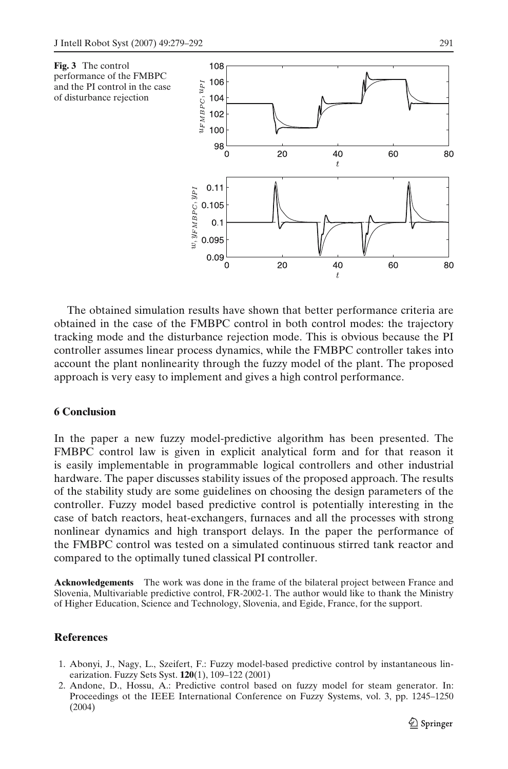**Fig. 3** The control performance of the FMBPC and the PI control in the case of disturbance rejection

The obtained simulation results have shown that better performance criteria are obtained in the case of the FMBPC control in both control modes: the trajectory tracking mode and the disturbance rejection mode. This is obvious because the PI controller assumes linear process dynamics, while the FMBPC controller takes into account the plant nonlinearity through the fuzzy model of the plant. The proposed approach is very easy to implement and gives a high control performance.

## 6 Conclusion

In the paper a new fuzzy model-predictive algorithm has been presented. The FMBPC control law is given in explicit analytical form and for that reason it is easily implementable in programmable logical controllers and other industrial hardware. The paper discusses stability issues of the proposed approach. The results of the stability study are some guidelines on choosing the design parameters of the controller. Fuzzy model based predictive control is potentially interesting in the case of batch reactors, heat-exchangers, furnaces and all the processes with strong nonlinear dynamics and high transport delays. In the paper the performance of the FMBPC control was tested on a simulated continuous stirred tank reactor and compared to the optimally tuned classical PI controller.

**Acknowledgements** The work was done in the frame of the bilateral project between France and Slovenia, Multivariable predictive control, FR-2002-1. The author would like to thank the Ministry of Higher Education, Science and Technology, Slovenia, and Egide, France, for the support.

## References

1. Abonyi, J., Nagy, L., Szeifert, F.: Fuzzy model-based predictive control by instantaneous linearization. Fuzzy Sets Syst. **120**(1), 109–122 (2001)
2. Andone, D., Hossu, A.: Predictive control based on fuzzy model for steam generator. In: Proceedings ot the IEEE International Conference on Fuzzy Systems, vol. 3, pp. 1245–1250 (2004)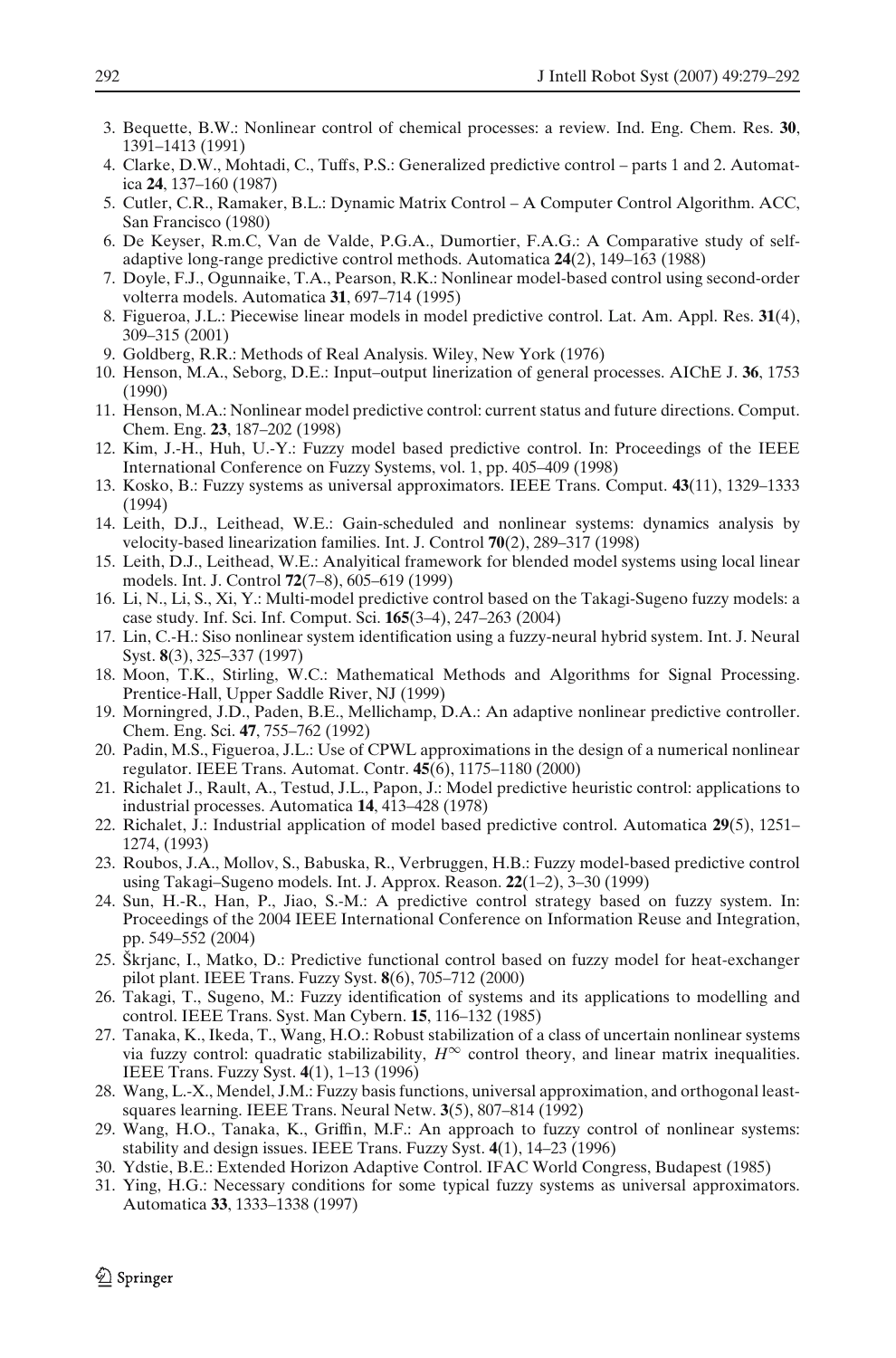3. Bequette, B.W.: Nonlinear control of chemical processes: a review. Ind. Eng. Chem. Res. **30**, 1391–1413 (1991)
4. Clarke, D.W., Mohtadi, C., Tuffs, P.S.: Generalized predictive control – parts 1 and 2. Automatica **24**, 137–160 (1987)
5. Cutler, C.R., Ramaker, B.L.: Dynamic Matrix Control – A Computer Control Algorithm. ACC, San Francisco (1980)
6. De Keyser, R.m.C, Van de Valde, P.G.A., Dumortier, F.A.G.: A Comparative study of self-adaptive long-range predictive control methods. Automatica **24**(2), 149–163 (1988)
7. Doyle, F.J., Ogunnaike, T.A., Pearson, R.K.: Nonlinear model-based control using second-order volterra models. Automatica **31**, 697–714 (1995)
8. Figueroa, J.L.: Piecewise linear models in model predictive control. Lat. Am. Appl. Res. **31**(4), 309–315 (2001)
9. Goldberg, R.R.: Methods of Real Analysis. Wiley, New York (1976)
10. Henson, M.A., Seborg, D.E.: Input–output linerization of general processes. AIChE J. **36**, 1753 (1990)
11. Henson, M.A.: Nonlinear model predictive control: current status and future directions. Comput. Chem. Eng. **23**, 187–202 (1998)
12. Kim, J.-H., Huh, U.-Y.: Fuzzy model based predictive control. In: Proceedings of the IEEE International Conference on Fuzzy Systems, vol. 1, pp. 405–409 (1998)
13. Kosko, B.: Fuzzy systems as universal approximators. IEEE Trans. Comput. **43**(11), 1329–1333 (1994)
14. Leith, D.J., Leithead, W.E.: Gain-scheduled and nonlinear systems: dynamics analysis by velocity-based linearization families. Int. J. Control **70**(2), 289–317 (1998)
15. Leith, D.J., Leithead, W.E.: Analyitical framework for blended model systems using local linear models. Int. J. Control **72**(7–8), 605–619 (1999)
16. Li, N., Li, S., Xi, Y.: Multi-model predictive control based on the Takagi-Sugeno fuzzy models: a case study. Inf. Sci. Inf. Comput. Sci. **165**(3–4), 247–263 (2004)
17. Lin, C.-H.: Siso nonlinear system identification using a fuzzy-neural hybrid system. Int. J. Neural Syst. **8**(3), 325–337 (1997)
18. Moon, T.K., Stirling, W.C.: Mathematical Methods and Algorithms for Signal Processing. Prentice-Hall, Upper Saddle River, NJ (1999)
19. Morningred, J.D., Paden, B.E., Mellichamp, D.A.: An adaptive nonlinear predictive controller. Chem. Eng. Sci. **47**, 755–762 (1992)
20. Padin, M.S., Figueroa, J.L.: Use of CPWL approximations in the design of a numerical nonlinear regulator. IEEE Trans. Automat. Contr. **45**(6), 1175–1180 (2000)
21. Richalet J., Rault, A., Testud, J.L., Papon, J.: Model predictive heuristic control: applications to industrial processes. Automatica **14**, 413–428 (1978)
22. Richalet, J.: Industrial application of model based predictive control. Automatica **29**(5), 1251–1274, (1993)
23. Roubos, J.A., Mollov, S., Babuska, R., Verbruggen, H.B.: Fuzzy model-based predictive control using Takagi–Sugeno models. Int. J. Approx. Reason. **22**(1–2), 3–30 (1999)
24. Sun, H.-R., Han, P., Jiao, S.-M.: A predictive control strategy based on fuzzy system. In: Proceedings of the 2004 IEEE International Conference on Information Reuse and Integration, pp. 549–552 (2004)
25. Škrjanc, I., Matko, D.: Predictive functional control based on fuzzy model for heat-exchanger pilot plant. IEEE Trans. Fuzzy Syst. **8**(6), 705–712 (2000)
26. Takagi, T., Sugeno, M.: Fuzzy identification of systems and its applications to modelling and control. IEEE Trans. Syst. Man Cybern. **15**, 116–132 (1985)
27. Tanaka, K., Ikeda, T., Wang, H.O.: Robust stabilization of a class of uncertain nonlinear systems via fuzzy control: quadratic stabilizability, $H^{\infty}$ control theory, and linear matrix inequalities. IEEE Trans. Fuzzy Syst. **4**(1), 1–13 (1996)
28. Wang, L.-X., Mendel, J.M.: Fuzzy basis functions, universal approximation, and orthogonal least-squares learning. IEEE Trans. Neural Netw. **3**(5), 807–814 (1992)
29. Wang, H.O., Tanaka, K., Griffin, M.F.: An approach to fuzzy control of nonlinear systems: stability and design issues. IEEE Trans. Fuzzy Syst. **4**(1), 14–23 (1996)
30. Ydstie, B.E.: Extended Horizon Adaptive Control. IFAC World Congress, Budapest (1985)
31. Ying, H.G.: Necessary conditions for some typical fuzzy systems as universal approximators. Automatica **33**, 1333–1338 (1997)